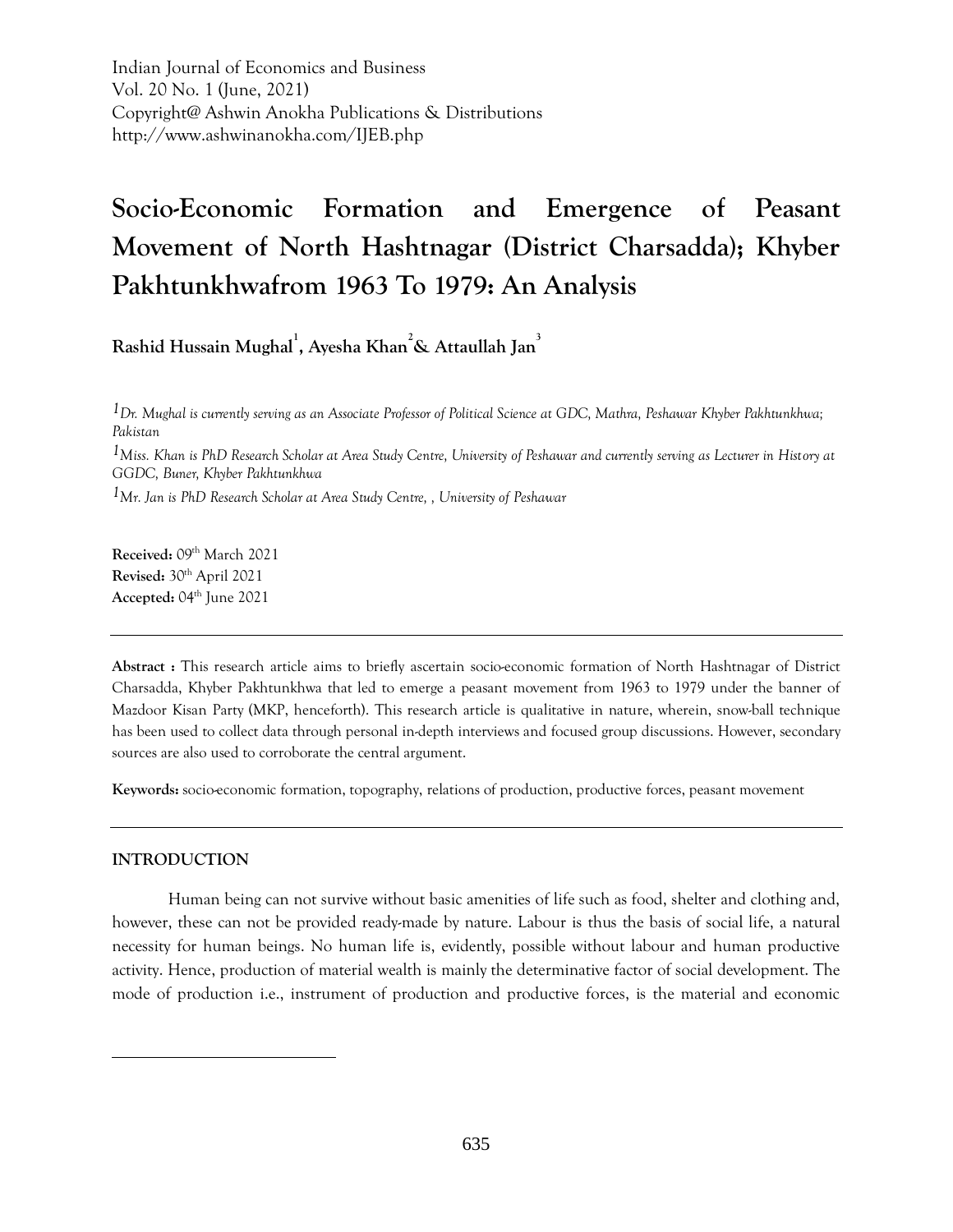Indian Journal of Economics and Business
Vol. 20 No. 1 (June, 2021)
Copyright@ Ashwin Anokha Publications & Distributions
http://www.ashwinanokha.com/IJEB.php

# Socio-Economic Formation and Emergence of Peasant Movement of North Hashtnagar (District Charsadda); Khyber Pakhtunkhwafrom 1963 To 1979: An Analysis

**Rashid Hussain Mughal[1], Ayesha Khan[2] & Attaullah Jan[3]**

*[1]Dr. Mughal is currently serving as an Associate Professor of Political Science at GDC, Mathra, Peshawar Khyber Pakhtunkhwa; Pakistan*

*[1]Miss. Khan is PhD Research Scholar at Area Study Centre, University of Peshawar and currently serving as Lecturer in History at GGDC, Buner, Khyber Pakhtunkhwa*

*[1]Mr. Jan is PhD Research Scholar at Area Study Centre, , University of Peshawar*

**Received:** 09th March 2021
**Revised:** 30th April 2021
**Accepted:** 04th June 2021

---

**Abstract :** This research article aims to briefly ascertain socio-economic formation of North Hashtnagar of District Charsadda, Khyber Pakhtunkhwa that led to emerge a peasant movement from 1963 to 1979 under the banner of Mazdoor Kisan Party (MKP, henceforth). This research article is qualitative in nature, wherein, snow-ball technique has been used to collect data through personal in-depth interviews and focused group discussions. However, secondary sources are also used to corroborate the central argument.

**Keywords:** socio-economic formation, topography, relations of production, productive forces, peasant movement

---

## INTRODUCTION

Human being can not survive without basic amenities of life such as food, shelter and clothing and, however, these can not be provided ready-made by nature. Labour is thus the basis of social life, a natural necessity for human beings. No human life is, evidently, possible without labour and human productive activity. Hence, production of material wealth is mainly the determinative factor of social development. The mode of production i.e., instrument of production and productive forces, is the material and economic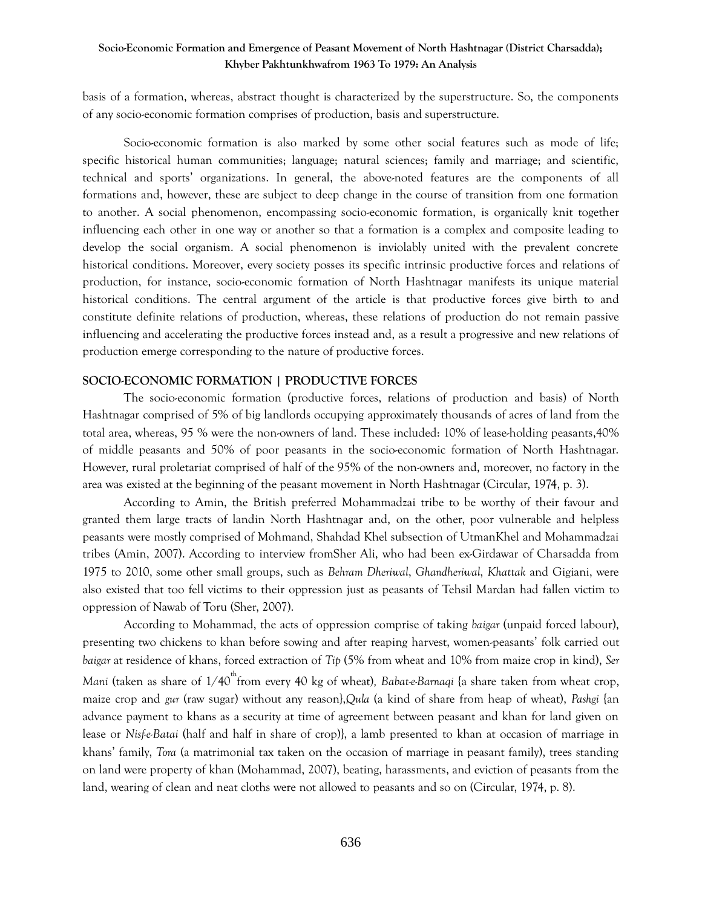basis of a formation, whereas, abstract thought is characterized by the superstructure. So, the components of any socio-economic formation comprises of production, basis and superstructure.

Socio-economic formation is also marked by some other social features such as mode of life; specific historical human communities; language; natural sciences; family and marriage; and scientific, technical and sports' organizations. In general, the above-noted features are the components of all formations and, however, these are subject to deep change in the course of transition from one formation to another. A social phenomenon, encompassing socio-economic formation, is organically knit together influencing each other in one way or another so that a formation is a complex and composite leading to develop the social organism. A social phenomenon is inviolably united with the prevalent concrete historical conditions. Moreover, every society posses its specific intrinsic productive forces and relations of production, for instance, socio-economic formation of North Hashtnagar manifests its unique material historical conditions. The central argument of the article is that productive forces give birth to and constitute definite relations of production, whereas, these relations of production do not remain passive influencing and accelerating the productive forces instead and, as a result a progressive and new relations of production emerge corresponding to the nature of productive forces.

## SOCIO-ECONOMIC FORMATION | PRODUCTIVE FORCES

The socio-economic formation (productive forces, relations of production and basis) of North Hashtnagar comprised of 5% of big landlords occupying approximately thousands of acres of land from the total area, whereas, 95 % were the non-owners of land. These included: 10% of lease-holding peasants,40% of middle peasants and 50% of poor peasants in the socio-economic formation of North Hashtnagar. However, rural proletariat comprised of half of the 95% of the non-owners and, moreover, no factory in the area was existed at the beginning of the peasant movement in North Hashtnagar (Circular, 1974, p. 3).

According to Amin, the British preferred Mohammadzai tribe to be worthy of their favour and granted them large tracts of landin North Hashtnagar and, on the other, poor vulnerable and helpless peasants were mostly comprised of Mohmand, Shahdad Khel subsection of UtmanKhel and Mohammadzai tribes (Amin, 2007). According to interview fromSher Ali, who had been ex-Girdawar of Charsadda from 1975 to 2010, some other small groups, such as *Behram Dheriwal*, *Ghandheriwal*, *Khattak* and Gigiani, were also existed that too fell victims to their oppression just as peasants of Tehsil Mardan had fallen victim to oppression of Nawab of Toru (Sher, 2007).

According to Mohammad, the acts of oppression comprise of taking *baigar* (unpaid forced labour), presenting two chickens to khan before sowing and after reaping harvest, women-peasants' folk carried out *baigar* at residence of khans, forced extraction of *Tip* (5% from wheat and 10% from maize crop in kind), *Ser Mani* (taken as share of 1/40th from every 40 kg of wheat), *Babat-e-Barnaqi* {a share taken from wheat crop, maize crop and *gur* (raw sugar) without any reason},*Qula* (a kind of share from heap of wheat), *Pashgi* {an advance payment to khans as a security at time of agreement between peasant and khan for land given on lease or *Nisf-e-Batai* (half and half in share of crop)}, a lamb presented to khan at occasion of marriage in khans' family, *Tora* (a matrimonial tax taken on the occasion of marriage in peasant family), trees standing on land were property of khan (Mohammad, 2007), beating, harassments, and eviction of peasants from the land, wearing of clean and neat cloths were not allowed to peasants and so on (Circular, 1974, p. 8).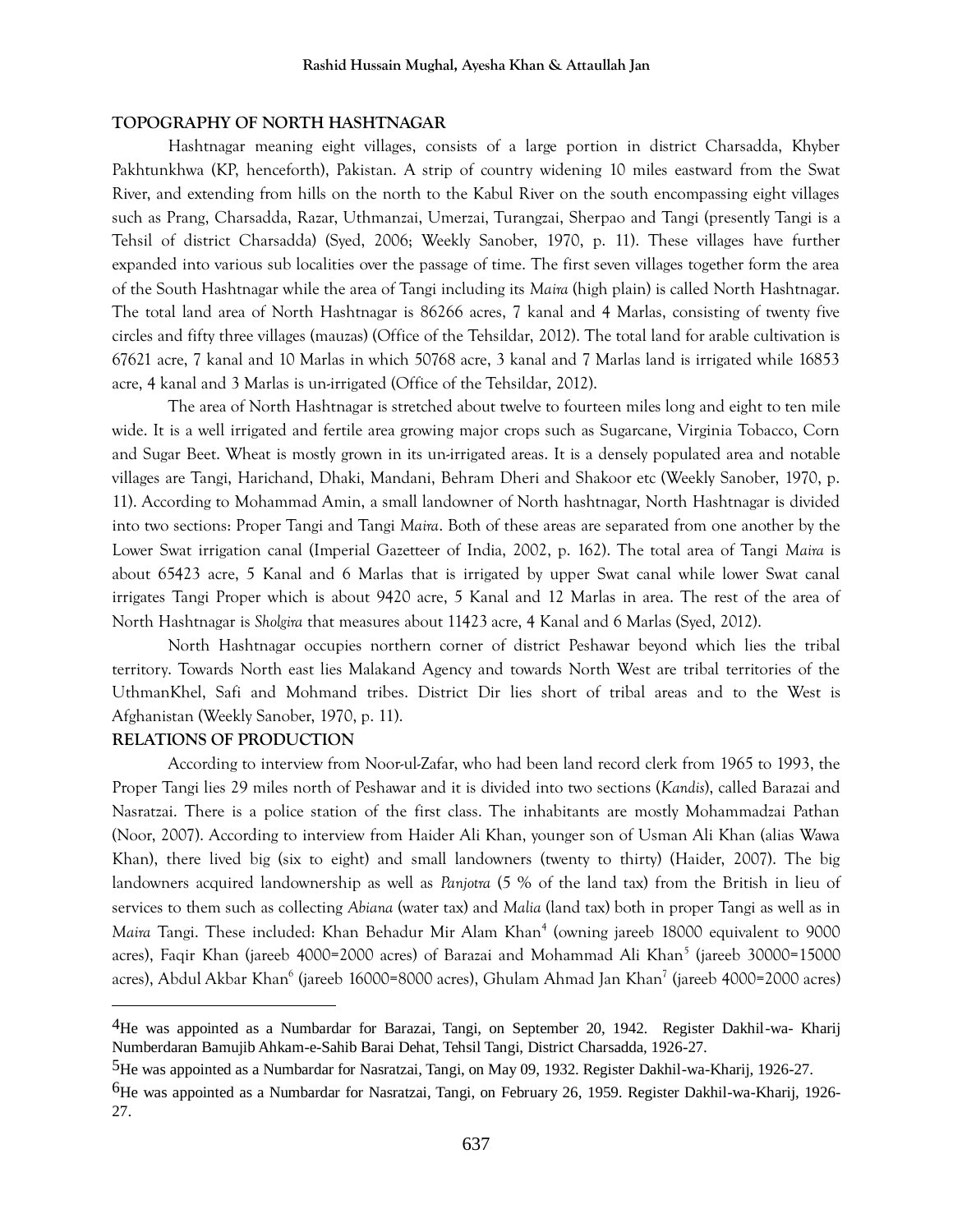## TOPOGRAPHY OF NORTH HASHTNAGAR

Hashtnagar meaning eight villages, consists of a large portion in district Charsadda, Khyber Pakhtunkhwa (KP, henceforth), Pakistan. A strip of country widening 10 miles eastward from the Swat River, and extending from hills on the north to the Kabul River on the south encompassing eight villages such as Prang, Charsadda, Razar, Uthmanzai, Umerzai, Turangzai, Sherpao and Tangi (presently Tangi is a Tehsil of district Charsadda) (Syed, 2006; Weekly Sanober, 1970, p. 11). These villages have further expanded into various sub localities over the passage of time. The first seven villages together form the area of the South Hashtnagar while the area of Tangi including its *Maira* (high plain) is called North Hashtnagar. The total land area of North Hashtnagar is 86266 acres, 7 kanal and 4 Marlas, consisting of twenty five circles and fifty three villages (mauzas) (Office of the Tehsildar, 2012). The total land for arable cultivation is 67621 acre, 7 kanal and 10 Marlas in which 50768 acre, 3 kanal and 7 Marlas land is irrigated while 16853 acre, 4 kanal and 3 Marlas is un-irrigated (Office of the Tehsildar, 2012).

The area of North Hashtnagar is stretched about twelve to fourteen miles long and eight to ten mile wide. It is a well irrigated and fertile area growing major crops such as Sugarcane, Virginia Tobacco, Corn and Sugar Beet. Wheat is mostly grown in its un-irrigated areas. It is a densely populated area and notable villages are Tangi, Harichand, Dhaki, Mandani, Behram Dheri and Shakoor etc (Weekly Sanober, 1970, p. 11). According to Mohammad Amin, a small landowner of North hashtnagar, North Hashtnagar is divided into two sections: Proper Tangi and Tangi *Maira*. Both of these areas are separated from one another by the Lower Swat irrigation canal (Imperial Gazetteer of India, 2002, p. 162). The total area of Tangi *Maira* is about 65423 acre, 5 Kanal and 6 Marlas that is irrigated by upper Swat canal while lower Swat canal irrigates Tangi Proper which is about 9420 acre, 5 Kanal and 12 Marlas in area. The rest of the area of North Hashtnagar is *Sholgira* that measures about 11423 acre, 4 Kanal and 6 Marlas (Syed, 2012).

North Hashtnagar occupies northern corner of district Peshawar beyond which lies the tribal territory. Towards North east lies Malakand Agency and towards North West are tribal territories of the UthmanKhel, Safi and Mohmand tribes. District Dir lies short of tribal areas and to the West is Afghanistan (Weekly Sanober, 1970, p. 11).

## RELATIONS OF PRODUCTION

According to interview from Noor-ul-Zafar, who had been land record clerk from 1965 to 1993, the Proper Tangi lies 29 miles north of Peshawar and it is divided into two sections (*Kandis*), called Barazai and Nasratzai. There is a police station of the first class. The inhabitants are mostly Mohammadzai Pathan (Noor, 2007). According to interview from Haider Ali Khan, younger son of Usman Ali Khan (alias Wawa Khan), there lived big (six to eight) and small landowners (twenty to thirty) (Haider, 2007). The big landowners acquired landownership as well as *Panjotra* (5 % of the land tax) from the British in lieu of services to them such as collecting *Abiana* (water tax) and *Malia* (land tax) both in proper Tangi as well as in *Maira* Tangi. These included: Khan Behadur Mir Alam Khan[4] (owning jareeb 18000 equivalent to 9000 acres), Faqir Khan (jareeb 4000=2000 acres) of Barazai and Mohammad Ali Khan[5] (jareeb 30000=15000 acres), Abdul Akbar Khan[6] (jareeb 16000=8000 acres), Ghulam Ahmad Jan Khan[7] (jareeb 4000=2000 acres)

---

[4] He was appointed as a Numbardar for Barazai, Tangi, on September 20, 1942. Register Dakhil-wa- Kharij Numberdaran Bamujib Ahkam-e-Sahib Barai Dehat, Tehsil Tangi, District Charsadda, 1926-27.

[5] He was appointed as a Numbardar for Nasratzai, Tangi, on May 09, 1932. Register Dakhil-wa-Kharij, 1926-27.

[6] He was appointed as a Numbardar for Nasratzai, Tangi, on February 26, 1959. Register Dakhil-wa-Kharij, 1926-27.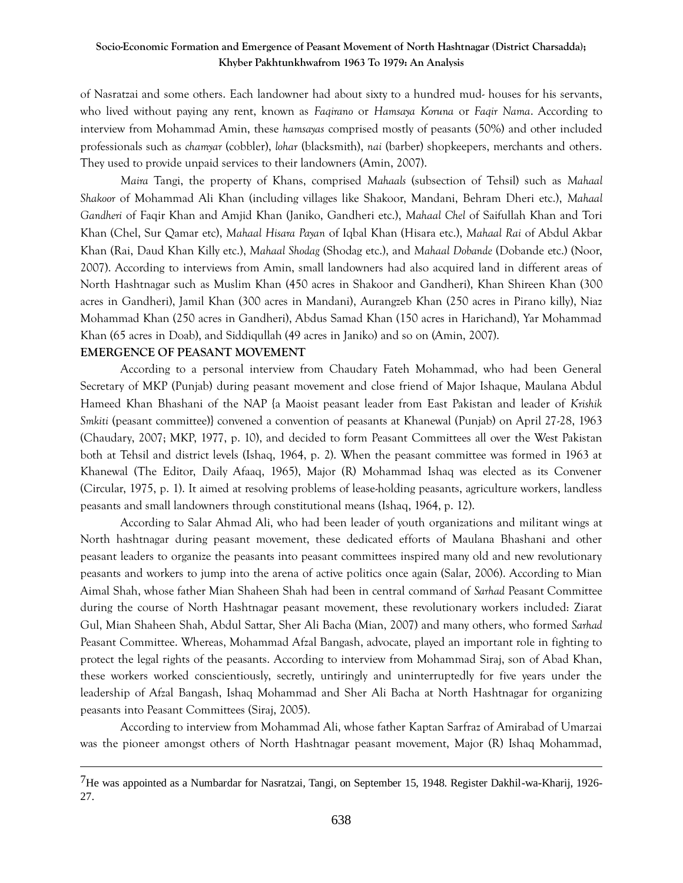of Nasratzai and some others. Each landowner had about sixty to a hundred mud- houses for his servants, who lived without paying any rent, known as *Faqirano* or *Hamsaya Koruna* or *Faqir Nama*. According to interview from Mohammad Amin, these *hamsayas* comprised mostly of peasants (50%) and other included professionals such as *chamyar* (cobbler), *lohar* (blacksmith), *nai* (barber) shopkeepers, merchants and others. They used to provide unpaid services to their landowners (Amin, 2007).

*Maira* Tangi, the property of Khans, comprised *Mahaals* (subsection of Tehsil) such as *Mahaal Shakoor* of Mohammad Ali Khan (including villages like Shakoor, Mandani, Behram Dheri etc.), *Mahaal Gandheri* of Faqir Khan and Amjid Khan (Janiko, Gandheri etc.), *Mahaal Chel* of Saifullah Khan and Tori Khan (Chel, Sur Qamar etc), *Mahaal Hisara Payan* of Iqbal Khan (Hisara etc.), *Mahaal Rai* of Abdul Akbar Khan (Rai, Daud Khan Killy etc.), *Mahaal Shodag* (Shodag etc.), and *Mahaal Dobande* (Dobande etc.) (Noor, 2007). According to interviews from Amin, small landowners had also acquired land in different areas of North Hashtnagar such as Muslim Khan (450 acres in Shakoor and Gandheri), Khan Shireen Khan (300 acres in Gandheri), Jamil Khan (300 acres in Mandani), Aurangzeb Khan (250 acres in Pirano killy), Niaz Mohammad Khan (250 acres in Gandheri), Abdus Samad Khan (150 acres in Harichand), Yar Mohammad Khan (65 acres in Doab), and Siddiqullah (49 acres in Janiko) and so on (Amin, 2007).

## EMERGENCE OF PEASANT MOVEMENT

According to a personal interview from Chaudary Fateh Mohammad, who had been General Secretary of MKP (Punjab) during peasant movement and close friend of Major Ishaque, Maulana Abdul Hameed Khan Bhashani of the NAP {a Maoist peasant leader from East Pakistan and leader of *Krishik Smkiti* (peasant committee)} convened a convention of peasants at Khanewal (Punjab) on April 27-28, 1963 (Chaudary, 2007; MKP, 1977, p. 10), and decided to form Peasant Committees all over the West Pakistan both at Tehsil and district levels (Ishaq, 1964, p. 2). When the peasant committee was formed in 1963 at Khanewal (The Editor, Daily Afaaq, 1965), Major (R) Mohammad Ishaq was elected as its Convener (Circular, 1975, p. 1). It aimed at resolving problems of lease-holding peasants, agriculture workers, landless peasants and small landowners through constitutional means (Ishaq, 1964, p. 12).

According to Salar Ahmad Ali, who had been leader of youth organizations and militant wings at North hashtnagar during peasant movement, these dedicated efforts of Maulana Bhashani and other peasant leaders to organize the peasants into peasant committees inspired many old and new revolutionary peasants and workers to jump into the arena of active politics once again (Salar, 2006). According to Mian Aimal Shah, whose father Mian Shaheen Shah had been in central command of *Sarhad* Peasant Committee during the course of North Hashtnagar peasant movement, these revolutionary workers included: Ziarat Gul, Mian Shaheen Shah, Abdul Sattar, Sher Ali Bacha (Mian, 2007) and many others, who formed *Sarhad* Peasant Committee. Whereas, Mohammad Afzal Bangash, advocate, played an important role in fighting to protect the legal rights of the peasants. According to interview from Mohammad Siraj, son of Abad Khan, these workers worked conscientiously, secretly, untiringly and uninterruptedly for five years under the leadership of Afzal Bangash, Ishaq Mohammad and Sher Ali Bacha at North Hashtnagar for organizing peasants into Peasant Committees (Siraj, 2005).

According to interview from Mohammad Ali, whose father Kaptan Sarfraz of Amirabad of Umarzai was the pioneer amongst others of North Hashtnagar peasant movement, Major (R) Ishaq Mohammad,

---

[7] He was appointed as a Numbardar for Nasratzai, Tangi, on September 15, 1948. Register Dakhil-wa-Kharij, 1926-27.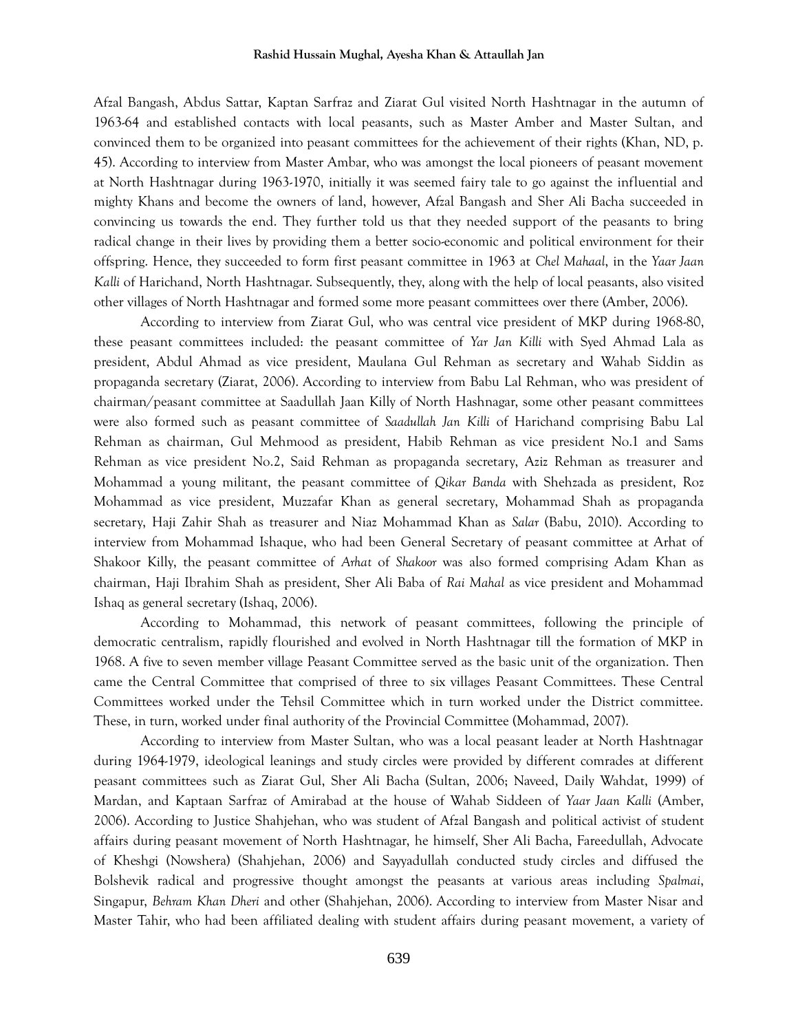Afzal Bangash, Abdus Sattar, Kaptan Sarfraz and Ziarat Gul visited North Hashtnagar in the autumn of 1963-64 and established contacts with local peasants, such as Master Amber and Master Sultan, and convinced them to be organized into peasant committees for the achievement of their rights (Khan, ND, p. 45). According to interview from Master Ambar, who was amongst the local pioneers of peasant movement at North Hashtnagar during 1963-1970, initially it was seemed fairy tale to go against the influential and mighty Khans and become the owners of land, however, Afzal Bangash and Sher Ali Bacha succeeded in convincing us towards the end. They further told us that they needed support of the peasants to bring radical change in their lives by providing them a better socio-economic and political environment for their offspring. Hence, they succeeded to form first peasant committee in 1963 at *Chel Mahaal*, in the *Yaar Jaan Kalli* of Harichand, North Hashtnagar. Subsequently, they, along with the help of local peasants, also visited other villages of North Hashtnagar and formed some more peasant committees over there (Amber, 2006).

According to interview from Ziarat Gul, who was central vice president of MKP during 1968-80, these peasant committees included: the peasant committee of *Yar Jan Killi* with Syed Ahmad Lala as president, Abdul Ahmad as vice president, Maulana Gul Rehman as secretary and Wahab Siddin as propaganda secretary (Ziarat, 2006). According to interview from Babu Lal Rehman, who was president of chairman/peasant committee at Saadullah Jaan Killy of North Hashnagar, some other peasant committees were also formed such as peasant committee of *Saadullah Jan Killi* of Harichand comprising Babu Lal Rehman as chairman, Gul Mehmood as president, Habib Rehman as vice president No.1 and Sams Rehman as vice president No.2, Said Rehman as propaganda secretary, Aziz Rehman as treasurer and Mohammad a young militant, the peasant committee of *Qikar Banda* with Shehzada as president, Roz Mohammad as vice president, Muzzafar Khan as general secretary, Mohammad Shah as propaganda secretary, Haji Zahir Shah as treasurer and Niaz Mohammad Khan as *Salar* (Babu, 2010). According to interview from Mohammad Ishaque, who had been General Secretary of peasant committee at Arhat of Shakoor Killy, the peasant committee of *Arhat* of *Shakoor* was also formed comprising Adam Khan as chairman, Haji Ibrahim Shah as president, Sher Ali Baba of *Rai Mahal* as vice president and Mohammad Ishaq as general secretary (Ishaq, 2006).

According to Mohammad, this network of peasant committees, following the principle of democratic centralism, rapidly flourished and evolved in North Hashtnagar till the formation of MKP in 1968. A five to seven member village Peasant Committee served as the basic unit of the organization. Then came the Central Committee that comprised of three to six villages Peasant Committees. These Central Committees worked under the Tehsil Committee which in turn worked under the District committee. These, in turn, worked under final authority of the Provincial Committee (Mohammad, 2007).

According to interview from Master Sultan, who was a local peasant leader at North Hashtnagar during 1964-1979, ideological leanings and study circles were provided by different comrades at different peasant committees such as Ziarat Gul, Sher Ali Bacha (Sultan, 2006; Naveed, Daily Wahdat, 1999) of Mardan, and Kaptaan Sarfraz of Amirabad at the house of Wahab Siddeen of *Yaar Jaan Kalli* (Amber, 2006). According to Justice Shahjehan, who was student of Afzal Bangash and political activist of student affairs during peasant movement of North Hashtnagar, he himself, Sher Ali Bacha, Fareedullah, Advocate of Kheshgi (Nowshera) (Shahjehan, 2006) and Sayyadullah conducted study circles and diffused the Bolshevik radical and progressive thought amongst the peasants at various areas including *Spalmai*, Singapur, *Behram Khan Dheri* and other (Shahjehan, 2006). According to interview from Master Nisar and Master Tahir, who had been affiliated dealing with student affairs during peasant movement, a variety of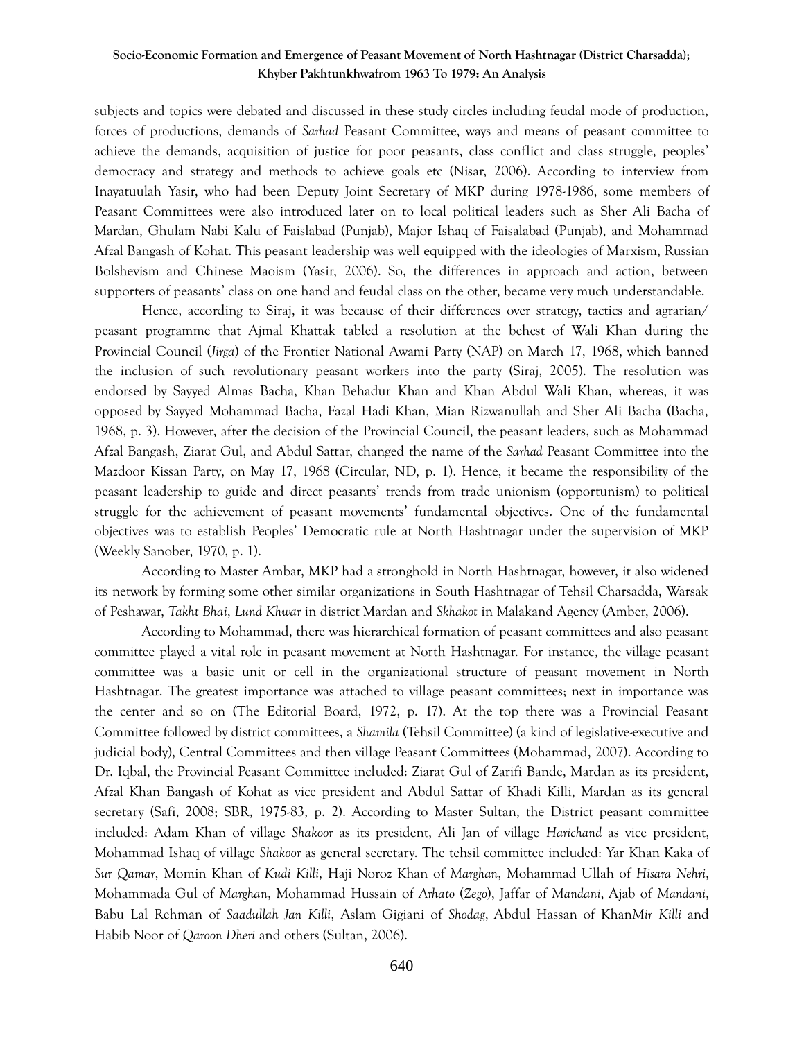subjects and topics were debated and discussed in these study circles including feudal mode of production, forces of productions, demands of *Sarhad* Peasant Committee, ways and means of peasant committee to achieve the demands, acquisition of justice for poor peasants, class conflict and class struggle, peoples' democracy and strategy and methods to achieve goals etc (Nisar, 2006). According to interview from Inayatuulah Yasir, who had been Deputy Joint Secretary of MKP during 1978-1986, some members of Peasant Committees were also introduced later on to local political leaders such as Sher Ali Bacha of Mardan, Ghulam Nabi Kalu of Faislabad (Punjab), Major Ishaq of Faisalabad (Punjab), and Mohammad Afzal Bangash of Kohat. This peasant leadership was well equipped with the ideologies of Marxism, Russian Bolshevism and Chinese Maoism (Yasir, 2006). So, the differences in approach and action, between supporters of peasants' class on one hand and feudal class on the other, became very much understandable.

Hence, according to Siraj, it was because of their differences over strategy, tactics and agrarian/ peasant programme that Ajmal Khattak tabled a resolution at the behest of Wali Khan during the Provincial Council (*Jirga*) of the Frontier National Awami Party (NAP) on March 17, 1968, which banned the inclusion of such revolutionary peasant workers into the party (Siraj, 2005). The resolution was endorsed by Sayyed Almas Bacha, Khan Behadur Khan and Khan Abdul Wali Khan, whereas, it was opposed by Sayyed Mohammad Bacha, Fazal Hadi Khan, Mian Rizwanullah and Sher Ali Bacha (Bacha, 1968, p. 3). However, after the decision of the Provincial Council, the peasant leaders, such as Mohammad Afzal Bangash, Ziarat Gul, and Abdul Sattar, changed the name of the *Sarhad* Peasant Committee into the Mazdoor Kissan Party, on May 17, 1968 (Circular, ND, p. 1). Hence, it became the responsibility of the peasant leadership to guide and direct peasants' trends from trade unionism (opportunism) to political struggle for the achievement of peasant movements' fundamental objectives. One of the fundamental objectives was to establish Peoples' Democratic rule at North Hashtnagar under the supervision of MKP (Weekly Sanober, 1970, p. 1).

According to Master Ambar, MKP had a stronghold in North Hashtnagar, however, it also widened its network by forming some other similar organizations in South Hashtnagar of Tehsil Charsadda, Warsak of Peshawar, *Takht Bhai*, *Lund Khwar* in district Mardan and *Skhakot* in Malakand Agency (Amber, 2006).

According to Mohammad, there was hierarchical formation of peasant committees and also peasant committee played a vital role in peasant movement at North Hashtnagar. For instance, the village peasant committee was a basic unit or cell in the organizational structure of peasant movement in North Hashtnagar. The greatest importance was attached to village peasant committees; next in importance was the center and so on (The Editorial Board, 1972, p. 17). At the top there was a Provincial Peasant Committee followed by district committees, a *Shamila* (Tehsil Committee) (a kind of legislative-executive and judicial body), Central Committees and then village Peasant Committees (Mohammad, 2007). According to Dr. Iqbal, the Provincial Peasant Committee included: Ziarat Gul of Zarifi Bande, Mardan as its president, Afzal Khan Bangash of Kohat as vice president and Abdul Sattar of Khadi Killi, Mardan as its general secretary (Safi, 2008; SBR, 1975-83, p. 2). According to Master Sultan, the District peasant committee included: Adam Khan of village *Shakoor* as its president, Ali Jan of village *Harichand* as vice president, Mohammad Ishaq of village *Shakoor* as general secretary. The tehsil committee included: Yar Khan Kaka of *Sur Qamar*, Momin Khan of *Kudi Killi*, Haji Noroz Khan of *Marghan*, Mohammad Ullah of *Hisara Nehri*, Mohammada Gul of *Marghan*, Mohammad Hussain of *Arhato* (*Zego*), Jaffar of *Mandani*, Ajab of *Mandani*, Babu Lal Rehman of *Saadullah Jan Killi*, Aslam Gigiani of *Shodag*, Abdul Hassan of Khan*Mir Killi* and Habib Noor of *Qaroon Dheri* and others (Sultan, 2006).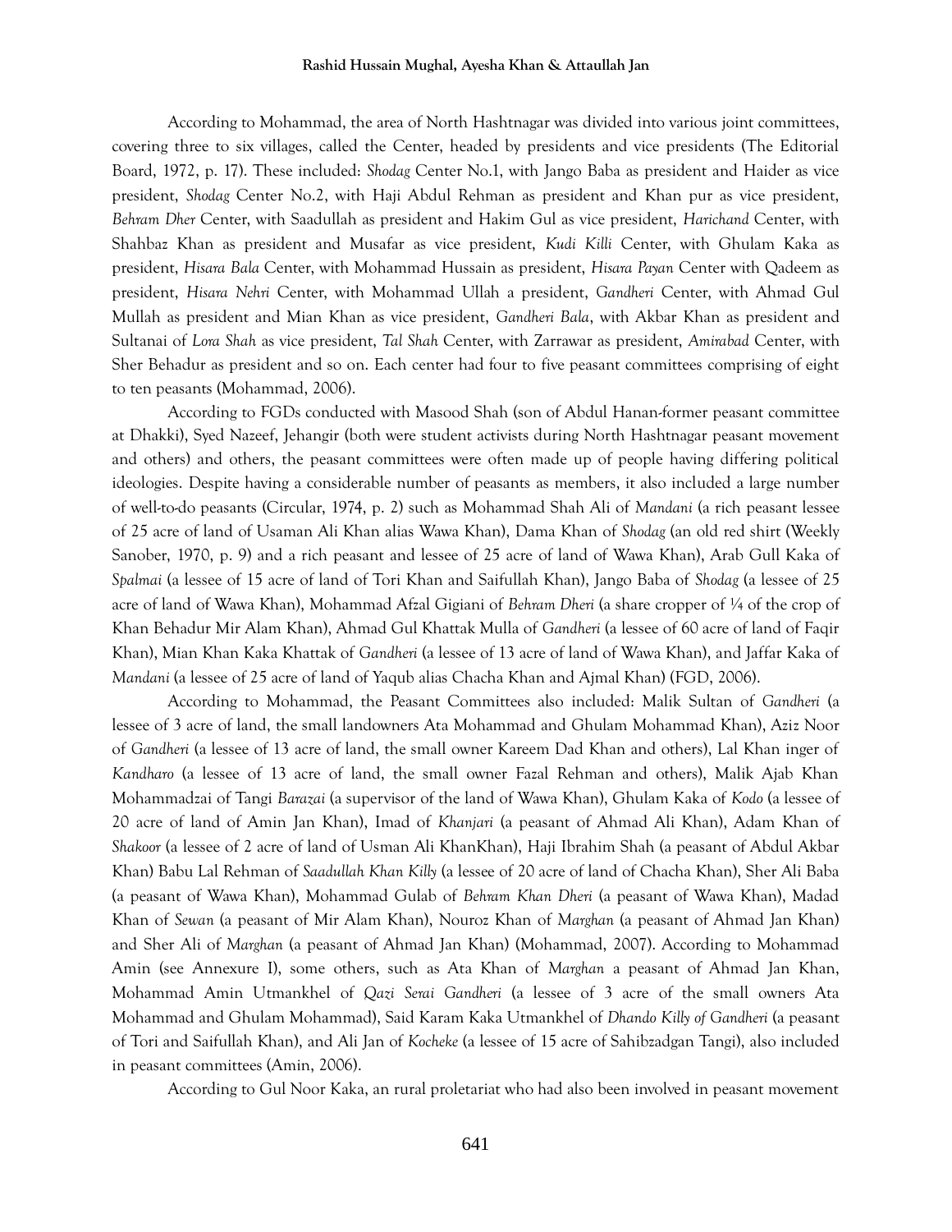According to Mohammad, the area of North Hashtnagar was divided into various joint committees, covering three to six villages, called the Center, headed by presidents and vice presidents (The Editorial Board, 1972, p. 17). These included: *Shodag* Center No.1, with Jango Baba as president and Haider as vice president, *Shodag* Center No.2, with Haji Abdul Rehman as president and Khan pur as vice president, *Behram Dher* Center, with Saadullah as president and Hakim Gul as vice president, *Harichand* Center, with Shahbaz Khan as president and Musafar as vice president, *Kudi Killi* Center, with Ghulam Kaka as president, *Hisara Bala* Center, with Mohammad Hussain as president, *Hisara Payan* Center with Qadeem as president, *Hisara Nehri* Center, with Mohammad Ullah a president, *Gandheri* Center, with Ahmad Gul Mullah as president and Mian Khan as vice president, *Gandheri Bala*, with Akbar Khan as president and Sultanai of *Lora Shah* as vice president, *Tal Shah* Center, with Zarrawar as president, *Amirabad* Center, with Sher Behadur as president and so on. Each center had four to five peasant committees comprising of eight to ten peasants (Mohammad, 2006).

According to FGDs conducted with Masood Shah (son of Abdul Hanan-former peasant committee at Dhakki), Syed Nazeef, Jehangir (both were student activists during North Hashtnagar peasant movement and others) and others, the peasant committees were often made up of people having differing political ideologies. Despite having a considerable number of peasants as members, it also included a large number of well-to-do peasants (Circular, 1974, p. 2) such as Mohammad Shah Ali of *Mandani* (a rich peasant lessee of 25 acre of land of Usaman Ali Khan alias Wawa Khan), Dama Khan of *Shodag* (an old red shirt (Weekly Sanober, 1970, p. 9) and a rich peasant and lessee of 25 acre of land of Wawa Khan), Arab Gull Kaka of *Spalmai* (a lessee of 15 acre of land of Tori Khan and Saifullah Khan), Jango Baba of *Shodag* (a lessee of 25 acre of land of Wawa Khan), Mohammad Afzal Gigiani of *Behram Dheri* (a share cropper of ¼ of the crop of Khan Behadur Mir Alam Khan), Ahmad Gul Khattak Mulla of *Gandheri* (a lessee of 60 acre of land of Faqir Khan), Mian Khan Kaka Khattak of *Gandheri* (a lessee of 13 acre of land of Wawa Khan), and Jaffar Kaka of *Mandani* (a lessee of 25 acre of land of Yaqub alias Chacha Khan and Ajmal Khan) (FGD, 2006).

According to Mohammad, the Peasant Committees also included: Malik Sultan of *Gandheri* (a lessee of 3 acre of land, the small landowners Ata Mohammad and Ghulam Mohammad Khan), Aziz Noor of *Gandheri* (a lessee of 13 acre of land, the small owner Kareem Dad Khan and others), Lal Khan inger of *Kandharo* (a lessee of 13 acre of land, the small owner Fazal Rehman and others), Malik Ajab Khan Mohammadzai of Tangi *Barazai* (a supervisor of the land of Wawa Khan), Ghulam Kaka of *Kodo* (a lessee of 20 acre of land of Amin Jan Khan), Imad of *Khanjari* (a peasant of Ahmad Ali Khan), Adam Khan of *Shakoor* (a lessee of 2 acre of land of Usman Ali KhanKhan), Haji Ibrahim Shah (a peasant of Abdul Akbar Khan) Babu Lal Rehman of *Saadullah Khan Killy* (a lessee of 20 acre of land of Chacha Khan), Sher Ali Baba (a peasant of Wawa Khan), Mohammad Gulab of *Behram Khan Dheri* (a peasant of Wawa Khan), Madad Khan of *Sewan* (a peasant of Mir Alam Khan), Nouroz Khan of *Marghan* (a peasant of Ahmad Jan Khan) and Sher Ali of *Marghan* (a peasant of Ahmad Jan Khan) (Mohammad, 2007). According to Mohammad Amin (see Annexure I), some others, such as Ata Khan of *Marghan* a peasant of Ahmad Jan Khan, Mohammad Amin Utmankhel of *Qazi Serai Gandheri* (a lessee of 3 acre of the small owners Ata Mohammad and Ghulam Mohammad), Said Karam Kaka Utmankhel of *Dhando Killy of Gandheri* (a peasant of Tori and Saifullah Khan), and Ali Jan of *Kocheke* (a lessee of 15 acre of Sahibzadgan Tangi), also included in peasant committees (Amin, 2006).

According to Gul Noor Kaka, an rural proletariat who had also been involved in peasant movement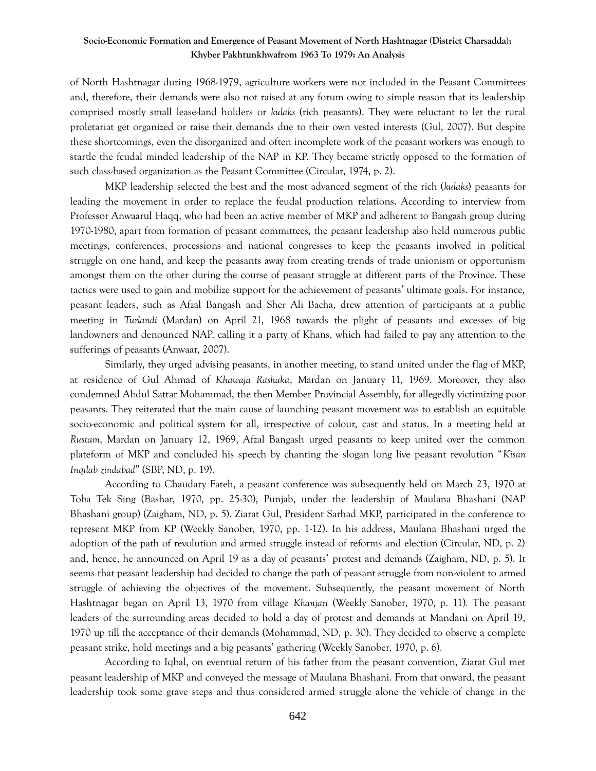of North Hashtnagar during 1968-1979, agriculture workers were not included in the Peasant Committees and, therefore, their demands were also not raised at any forum owing to simple reason that its leadership comprised mostly small lease-land holders or *kulaks* (rich peasants). They were reluctant to let the rural proletariat get organized or raise their demands due to their own vested interests (Gul, 2007). But despite these shortcomings, even the disorganized and often incomplete work of the peasant workers was enough to startle the feudal minded leadership of the NAP in KP. They became strictly opposed to the formation of such class-based organization as the Peasant Committee (Circular, 1974, p. 2).

MKP leadership selected the best and the most advanced segment of the rich (*kulaks*) peasants for leading the movement in order to replace the feudal production relations. According to interview from Professor Anwaarul Haqq, who had been an active member of MKP and adherent to Bangash group during 1970-1980, apart from formation of peasant committees, the peasant leadership also held numerous public meetings, conferences, processions and national congresses to keep the peasants involved in political struggle on one hand, and keep the peasants away from creating trends of trade unionism or opportunism amongst them on the other during the course of peasant struggle at different parts of the Province. These tactics were used to gain and mobilize support for the achievement of peasants' ultimate goals. For instance, peasant leaders, such as Afzal Bangash and Sher Ali Bacha, drew attention of participants at a public meeting in *Turlandi* (Mardan) on April 21, 1968 towards the plight of peasants and excesses of big landowners and denounced NAP, calling it a party of Khans, which had failed to pay any attention to the sufferings of peasants (Anwaar, 2007).

Similarly, they urged advising peasants, in another meeting, to stand united under the flag of MKP, at residence of Gul Ahmad of *Khawaja Rashaka*, Mardan on January 11, 1969. Moreover, they also condemned Abdul Sattar Mohammad, the then Member Provincial Assembly, for allegedly victimizing poor peasants. They reiterated that the main cause of launching peasant movement was to establish an equitable socio-economic and political system for all, irrespective of colour, cast and status. In a meeting held at *Rustam*, Mardan on January 12, 1969, Afzal Bangash urged peasants to keep united over the common plateform of MKP and concluded his speech by chanting the slogan long live peasant revolution "*Kisan Inqilab zindabad*" (SBP, ND, p. 19).

According to Chaudary Fateh, a peasant conference was subsequently held on March 23, 1970 at Toba Tek Sing (Bashar, 1970, pp. 25-30), Punjab, under the leadership of Maulana Bhashani (NAP Bhashani group) (Zaigham, ND, p. 5). Ziarat Gul, President Sarhad MKP, participated in the conference to represent MKP from KP (Weekly Sanober, 1970, pp. 1-12). In his address, Maulana Bhashani urged the adoption of the path of revolution and armed struggle instead of reforms and election (Circular, ND, p. 2) and, hence, he announced on April 19 as a day of peasants' protest and demands (Zaigham, ND, p. 5). It seems that peasant leadership had decided to change the path of peasant struggle from non-violent to armed struggle of achieving the objectives of the movement. Subsequently, the peasant movement of North Hashtnagar began on April 13, 1970 from village *Khanjari* (Weekly Sanober, 1970, p. 11). The peasant leaders of the surrounding areas decided to hold a day of protest and demands at Mandani on April 19, 1970 up till the acceptance of their demands (Mohammad, ND, p. 30). They decided to observe a complete peasant strike, hold meetings and a big peasants' gathering (Weekly Sanober, 1970, p. 6).

According to Iqbal, on eventual return of his father from the peasant convention, Ziarat Gul met peasant leadership of MKP and conveyed the message of Maulana Bhashani. From that onward, the peasant leadership took some grave steps and thus considered armed struggle alone the vehicle of change in the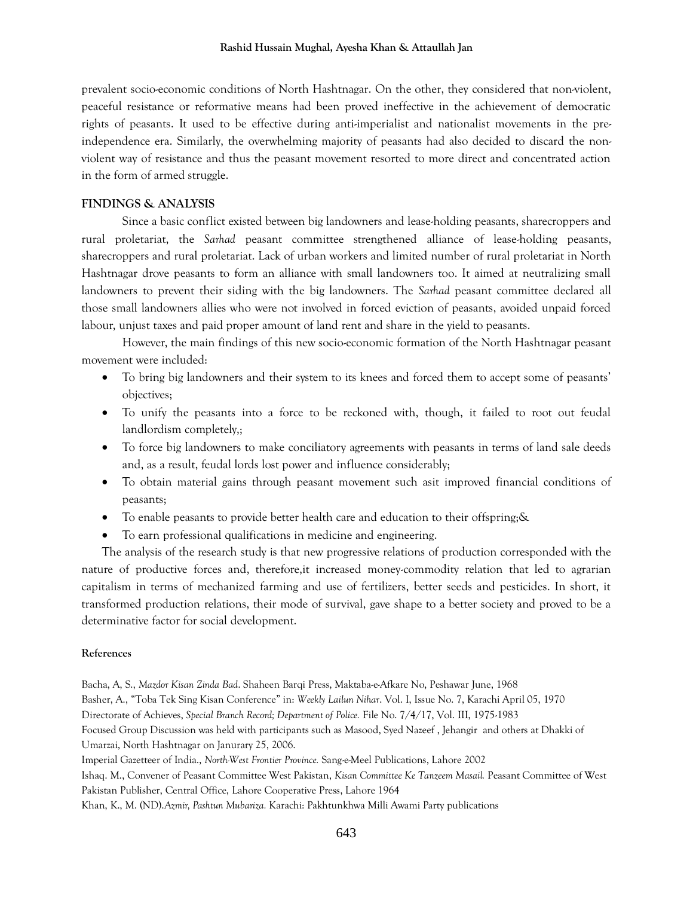prevalent socio-economic conditions of North Hashtnagar. On the other, they considered that non-violent, peaceful resistance or reformative means had been proved ineffective in the achievement of democratic rights of peasants. It used to be effective during anti-imperialist and nationalist movements in the pre-independence era. Similarly, the overwhelming majority of peasants had also decided to discard the non-violent way of resistance and thus the peasant movement resorted to more direct and concentrated action in the form of armed struggle.

## FINDINGS & ANALYSIS

Since a basic conflict existed between big landowners and lease-holding peasants, sharecroppers and rural proletariat, the *Sarhad* peasant committee strengthened alliance of lease-holding peasants, sharecroppers and rural proletariat. Lack of urban workers and limited number of rural proletariat in North Hashtnagar drove peasants to form an alliance with small landowners too. It aimed at neutralizing small landowners to prevent their siding with the big landowners. The *Sarhad* peasant committee declared all those small landowners allies who were not involved in forced eviction of peasants, avoided unpaid forced labour, unjust taxes and paid proper amount of land rent and share in the yield to peasants.

However, the main findings of this new socio-economic formation of the North Hashtnagar peasant movement were included:

- To bring big landowners and their system to its knees and forced them to accept some of peasants' objectives;
- To unify the peasants into a force to be reckoned with, though, it failed to root out feudal landlordism completely,;
- To force big landowners to make conciliatory agreements with peasants in terms of land sale deeds and, as a result, feudal lords lost power and influence considerably;
- To obtain material gains through peasant movement such asit improved financial conditions of peasants;
- To enable peasants to provide better health care and education to their offspring;&
- To earn professional qualifications in medicine and engineering.

The analysis of the research study is that new progressive relations of production corresponded with the nature of productive forces and, therefore,it increased money-commodity relation that led to agrarian capitalism in terms of mechanized farming and use of fertilizers, better seeds and pesticides. In short, it transformed production relations, their mode of survival, gave shape to a better society and proved to be a determinative factor for social development.

### References

Bacha, A, S., *Mazdor Kisan Zinda Bad*. Shaheen Barqi Press, Maktaba-e-Afkare No, Peshawar June, 1968

Basher, A., "Toba Tek Sing Kisan Conference" in: *Weekly Lailun Nihar*. Vol. I, Issue No. 7, Karachi April 05, 1970

Directorate of Achieves, *Special Branch Record; Department of Police.* File No. 7/4/17, Vol. III, 1975-1983

Focused Group Discussion was held with participants such as Masood, Syed Nazeef , Jehangir and others at Dhakki of Umarzai, North Hashtnagar on Janurary 25, 2006.

Imperial Gazetteer of India., *North-West Frontier Province.* Sang-e-Meel Publications, Lahore 2002

Ishaq. M., Convener of Peasant Committee West Pakistan, *Kisan Committee Ke Tanzeem Masail.* Peasant Committee of West Pakistan Publisher, Central Office, Lahore Cooperative Press, Lahore 1964

Khan, K., M. (ND).*Azmir, Pashtun Mubariza.* Karachi: Pakhtunkhwa Milli Awami Party publications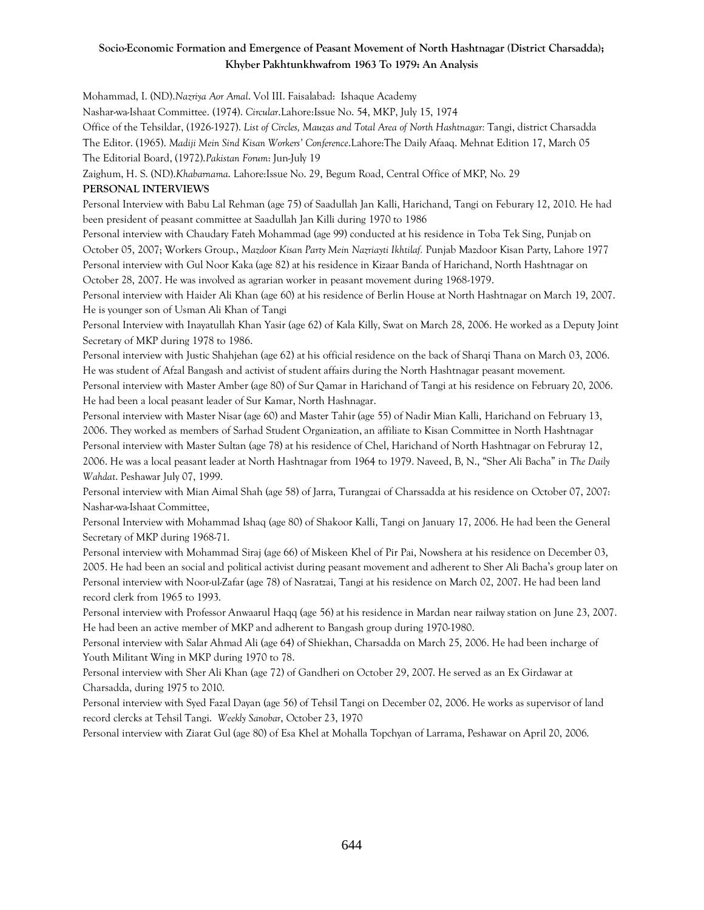Mohammad, I. (ND).*Nazriya Aor Amal*. Vol III. Faisalabad: Ishaque Academy

Nashar-wa-Ishaat Committee. (1974). *Circular*.Lahore:Issue No. 54, MKP, July 15, 1974

Office of the Tehsildar, (1926-1927). *List of Circles, Mauzas and Total Area of North Hashtnagar:* Tangi, district Charsadda

The Editor. (1965). *Madiji Mein Sind Kisan Workers' Conference*.Lahore:The Daily Afaaq. Mehnat Edition 17, March 05

The Editorial Board, (1972).*Pakistan Forum*: Jun-July 19

Zaighum, H. S. (ND).*Khabarnama*. Lahore:Issue No. 29, Begum Road, Central Office of MKP, No. 29

**PERSONAL INTERVIEWS**

Personal Interview with Babu Lal Rehman (age 75) of Saadullah Jan Kalli, Harichand, Tangi on Feburary 12, 2010. He had been president of peasant committee at Saadullah Jan Killi during 1970 to 1986

Personal interview with Chaudary Fateh Mohammad (age 99) conducted at his residence in Toba Tek Sing, Punjab on October 05, 2007; Workers Group., *Mazdoor Kisan Party Mein Nazriayti Ikhtilaf.* Punjab Mazdoor Kisan Party, Lahore 1977

Personal interview with Gul Noor Kaka (age 82) at his residence in Kizaar Banda of Harichand, North Hashtnagar on October 28, 2007. He was involved as agrarian worker in peasant movement during 1968-1979.

Personal interview with Haider Ali Khan (age 60) at his residence of Berlin House at North Hashtnagar on March 19, 2007. He is younger son of Usman Ali Khan of Tangi

Personal Interview with Inayatullah Khan Yasir (age 62) of Kala Killy, Swat on March 28, 2006. He worked as a Deputy Joint Secretary of MKP during 1978 to 1986.

Personal interview with Justic Shahjehan (age 62) at his official residence on the back of Sharqi Thana on March 03, 2006. He was student of Afzal Bangash and activist of student affairs during the North Hashtnagar peasant movement.

Personal interview with Master Amber (age 80) of Sur Qamar in Harichand of Tangi at his residence on February 20, 2006. He had been a local peasant leader of Sur Kamar, North Hashnagar.

Personal interview with Master Nisar (age 60) and Master Tahir (age 55) of Nadir Mian Kalli, Harichand on February 13, 2006. They worked as members of Sarhad Student Organization, an affiliate to Kisan Committee in North Hashtnagar

Personal interview with Master Sultan (age 78) at his residence of Chel, Harichand of North Hashtnagar on Februray 12, 2006. He was a local peasant leader at North Hashtnagar from 1964 to 1979. Naveed, B, N., "Sher Ali Bacha" in *The Daily Wahdat*. Peshawar July 07, 1999.

Personal interview with Mian Aimal Shah (age 58) of Jarra, Turangzai of Charssadda at his residence on October 07, 2007: Nashar-wa-Ishaat Committee,

Personal Interview with Mohammad Ishaq (age 80) of Shakoor Kalli, Tangi on January 17, 2006. He had been the General Secretary of MKP during 1968-71.

Personal interview with Mohammad Siraj (age 66) of Miskeen Khel of Pir Pai, Nowshera at his residence on December 03, 2005. He had been an social and political activist during peasant movement and adherent to Sher Ali Bacha's group later on

Personal interview with Noor-ul-Zafar (age 78) of Nasratzai, Tangi at his residence on March 02, 2007. He had been land record clerk from 1965 to 1993.

Personal interview with Professor Anwaarul Haqq (age 56) at his residence in Mardan near railway station on June 23, 2007. He had been an active member of MKP and adherent to Bangash group during 1970-1980.

Personal interview with Salar Ahmad Ali (age 64) of Shiekhan, Charsadda on March 25, 2006. He had been incharge of Youth Militant Wing in MKP during 1970 to 78.

Personal interview with Sher Ali Khan (age 72) of Gandheri on October 29, 2007. He served as an Ex Girdawar at Charsadda, during 1975 to 2010.

Personal interview with Syed Fazal Dayan (age 56) of Tehsil Tangi on December 02, 2006. He works as supervisor of land record clercks at Tehsil Tangi. *Weekly Sanobar*, October 23, 1970

Personal interview with Ziarat Gul (age 80) of Esa Khel at Mohalla Topchyan of Larrama, Peshawar on April 20, 2006.